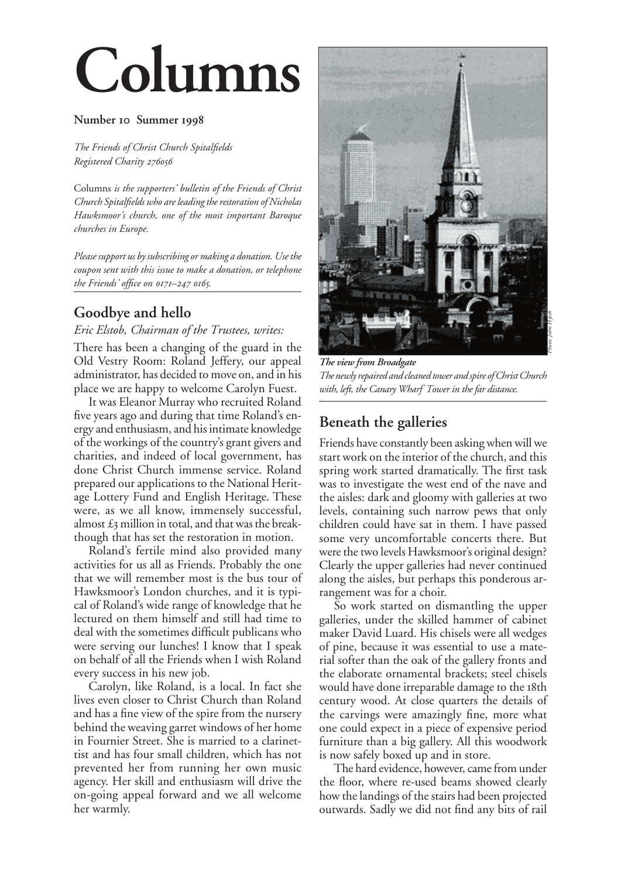# Columns

**Number 10 Summer 1998**

*The Friends of Christ Church Spitalfields*
*Registered Charity 276056*

Columns *is the supporters' bulletin of the Friends of Christ Church Spitalfields who are leading the restoration of Nicholas Hawksmoor's church, one of the most important Baroque churches in Europe.*

*Please support us by subscribing or making a donation. Use the coupon sent with this issue to make a donation, or telephone the Friends' office on 0171–247 0165.*

## Goodbye and hello

*Eric Elstob, Chairman of the Trustees, writes:*

There has been a changing of the guard in the Old Vestry Room: Roland Jeffery, our appeal administrator, has decided to move on, and in his place we are happy to welcome Carolyn Fuest.

It was Eleanor Murray who recruited Roland five years ago and during that time Roland's energy and enthusiasm, and his intimate knowledge of the workings of the country's grant givers and charities, and indeed of local government, has done Christ Church immense service. Roland prepared our applications to the National Heritage Lottery Fund and English Heritage. These were, as we all know, immensely successful, almost £3 million in total, and that was the breakthough that has set the restoration in motion.

Roland's fertile mind also provided many activities for us all as Friends. Probably the one that we will remember most is the bus tour of Hawksmoor's London churches, and it is typical of Roland's wide range of knowledge that he lectured on them himself and still had time to deal with the sometimes difficult publicans who were serving our lunches! I know that I speak on behalf of all the Friends when I wish Roland every success in his new job.

Carolyn, like Roland, is a local. In fact she lives even closer to Christ Church than Roland and has a fine view of the spire from the nursery behind the weaving garret windows of her home in Fournier Street. She is married to a clarinettist and has four small children, which has not prevented her from running her own music agency. Her skill and enthusiasm will drive the on-going appeal forward and we all welcome her warmly.

*Photo: John Hynes*

***The view from Broadgate***
*The newly repaired and cleaned tower and spire of Christ Church with, left, the Canary Wharf Tower in the far distance.*

## Beneath the galleries

Friends have constantly been asking when will we start work on the interior of the church, and this spring work started dramatically. The first task was to investigate the west end of the nave and the aisles: dark and gloomy with galleries at two levels, containing such narrow pews that only children could have sat in them. I have passed some very uncomfortable concerts there. But were the two levels Hawksmoor's original design? Clearly the upper galleries had never continued along the aisles, but perhaps this ponderous arrangement was for a choir.

So work started on dismantling the upper galleries, under the skilled hammer of cabinet maker David Luard. His chisels were all wedges of pine, because it was essential to use a material softer than the oak of the gallery fronts and the elaborate ornamental brackets; steel chisels would have done irreparable damage to the 18th century wood. At close quarters the details of the carvings were amazingly fine, more what one could expect in a piece of expensive period furniture than a big gallery. All this woodwork is now safely boxed up and in store.

The hard evidence, however, came from under the floor, where re-used beams showed clearly how the landings of the stairs had been projected outwards. Sadly we did not find any bits of rail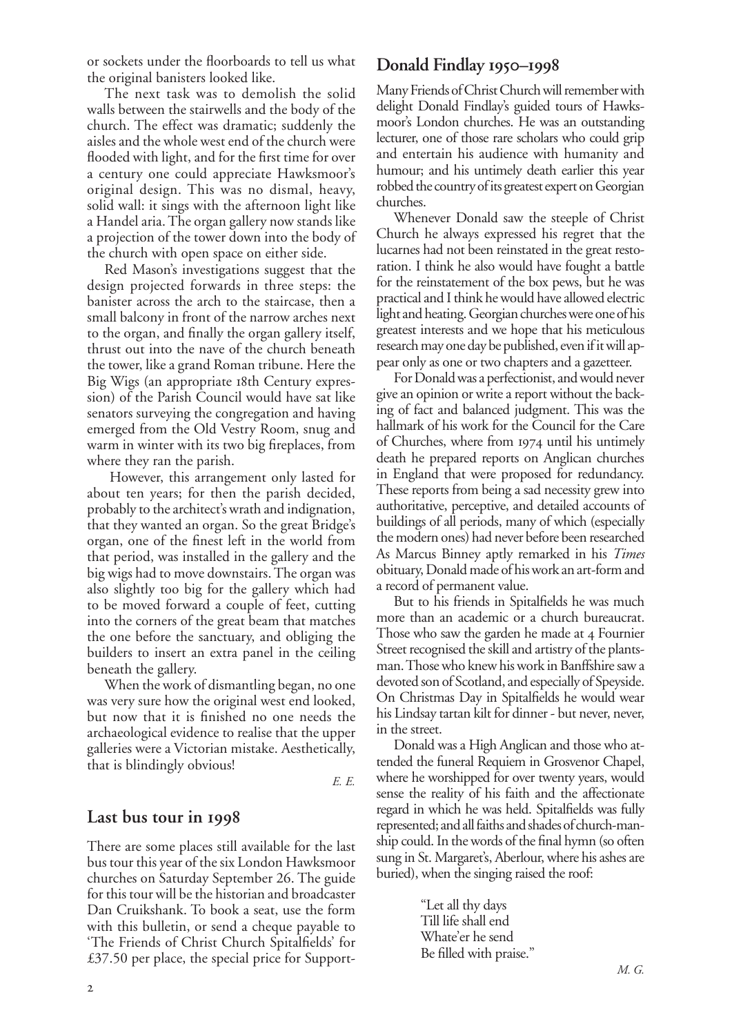or sockets under the floorboards to tell us what the original banisters looked like.

The next task was to demolish the solid walls between the stairwells and the body of the church. The effect was dramatic; suddenly the aisles and the whole west end of the church were flooded with light, and for the first time for over a century one could appreciate Hawksmoor's original design. This was no dismal, heavy, solid wall: it sings with the afternoon light like a Handel aria. The organ gallery now stands like a projection of the tower down into the body of the church with open space on either side.

Red Mason's investigations suggest that the design projected forwards in three steps: the banister across the arch to the staircase, then a small balcony in front of the narrow arches next to the organ, and finally the organ gallery itself, thrust out into the nave of the church beneath the tower, like a grand Roman tribune. Here the Big Wigs (an appropriate 18th Century expression) of the Parish Council would have sat like senators surveying the congregation and having emerged from the Old Vestry Room, snug and warm in winter with its two big fireplaces, from where they ran the parish.

However, this arrangement only lasted for about ten years; for then the parish decided, probably to the architect's wrath and indignation, that they wanted an organ. So the great Bridge's organ, one of the finest left in the world from that period, was installed in the gallery and the big wigs had to move downstairs. The organ was also slightly too big for the gallery which had to be moved forward a couple of feet, cutting into the corners of the great beam that matches the one before the sanctuary, and obliging the builders to insert an extra panel in the ceiling beneath the gallery.

When the work of dismantling began, no one was very sure how the original west end looked, but now that it is finished no one needs the archaeological evidence to realise that the upper galleries were a Victorian mistake. Aesthetically, that is blindingly obvious!

*E. E.*

## Last bus tour in 1998

There are some places still available for the last bus tour this year of the six London Hawksmoor churches on Saturday September 26. The guide for this tour will be the historian and broadcaster Dan Cruikshank. To book a seat, use the form with this bulletin, or send a cheque payable to 'The Friends of Christ Church Spitalfields' for £37.50 per place, the special price for Support-

## Donald Findlay 1950–1998

Many Friends of Christ Church will remember with delight Donald Findlay's guided tours of Hawksmoor's London churches. He was an outstanding lecturer, one of those rare scholars who could grip and entertain his audience with humanity and humour; and his untimely death earlier this year robbed the country of its greatest expert on Georgian churches.

Whenever Donald saw the steeple of Christ Church he always expressed his regret that the lucarnes had not been reinstated in the great restoration. I think he also would have fought a battle for the reinstatement of the box pews, but he was practical and I think he would have allowed electric light and heating. Georgian churches were one of his greatest interests and we hope that his meticulous research may one day be published, even if it will appear only as one or two chapters and a gazetteer.

For Donald was a perfectionist, and would never give an opinion or write a report without the backing of fact and balanced judgment. This was the hallmark of his work for the Council for the Care of Churches, where from 1974 until his untimely death he prepared reports on Anglican churches in England that were proposed for redundancy. These reports from being a sad necessity grew into authoritative, perceptive, and detailed accounts of buildings of all periods, many of which (especially the modern ones) had never before been researched As Marcus Binney aptly remarked in his *Times* obituary, Donald made of his work an art-form and a record of permanent value.

But to his friends in Spitalfields he was much more than an academic or a church bureaucrat. Those who saw the garden he made at 4 Fournier Street recognised the skill and artistry of the plantsman. Those who knew his work in Banffshire saw a devoted son of Scotland, and especially of Speyside. On Christmas Day in Spitalfields he would wear his Lindsay tartan kilt for dinner - but never, never, in the street.

Donald was a High Anglican and those who attended the funeral Requiem in Grosvenor Chapel, where he worshipped for over twenty years, would sense the reality of his faith and the affectionate regard in which he was held. Spitalfields was fully represented; and all faiths and shades of church-manship could. In the words of the final hymn (so often sung in St. Margaret's, Aberlour, where his ashes are buried), when the singing raised the roof:

> "Let all thy days
> Till life shall end
> Whate'er he send
> Be filled with praise."

*M. G.*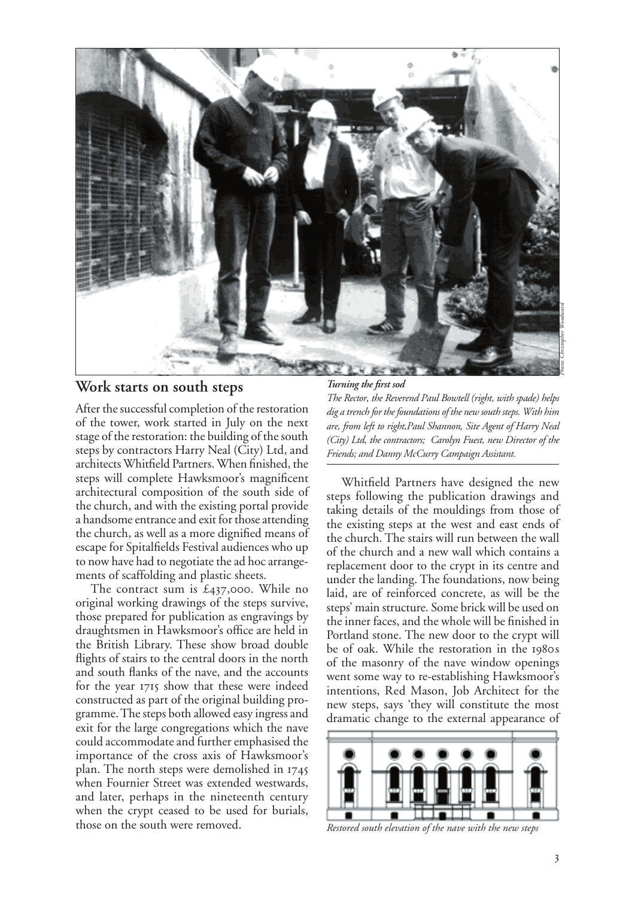## Work starts on south steps

*Turning the first sod*

*The Rector, the Reverend Paul Bowtell (right, with spade) helps dig a trench for the foundations of the new south steps. With him are, from left to right,Paul Shannon, Site Agent of Harry Neal (City) Ltd, the contractors; Carolyn Fuest, new Director of the Friends; and Danny McCurry Campaign Assistant.*

*Photo: Christopher Woodward*

After the successful completion of the restoration of the tower, work started in July on the next stage of the restoration: the building of the south steps by contractors Harry Neal (City) Ltd, and architects Whitfield Partners. When finished, the steps will complete Hawksmoor's magnificent architectural composition of the south side of the church, and with the existing portal provide a handsome entrance and exit for those attending the church, as well as a more dignified means of escape for Spitalfields Festival audiences who up to now have had to negotiate the ad hoc arrangements of scaffolding and plastic sheets.

The contract sum is £437,000. While no original working drawings of the steps survive, those prepared for publication as engravings by draughtsmen in Hawksmoor's office are held in the British Library. These show broad double flights of stairs to the central doors in the north and south flanks of the nave, and the accounts for the year 1715 show that these were indeed constructed as part of the original building programme. The steps both allowed easy ingress and exit for the large congregations which the nave could accommodate and further emphasised the importance of the cross axis of Hawksmoor's plan. The north steps were demolished in 1745 when Fournier Street was extended westwards, and later, perhaps in the nineteenth century when the crypt ceased to be used for burials, those on the south were removed.

Whitfield Partners have designed the new steps following the publication drawings and taking details of the mouldings from those of the existing steps at the west and east ends of the church. The stairs will run between the wall of the church and a new wall which contains a replacement door to the crypt in its centre and under the landing. The foundations, now being laid, are of reinforced concrete, as will be the steps' main structure. Some brick will be used on the inner faces, and the whole will be finished in Portland stone. The new door to the crypt will be of oak. While the restoration in the 1980s of the masonry of the nave window openings went some way to re-establishing Hawksmoor's intentions, Red Mason, Job Architect for the new steps, says 'they will constitute the most dramatic change to the external appearance of

*Restored south elevation of the nave with the new steps*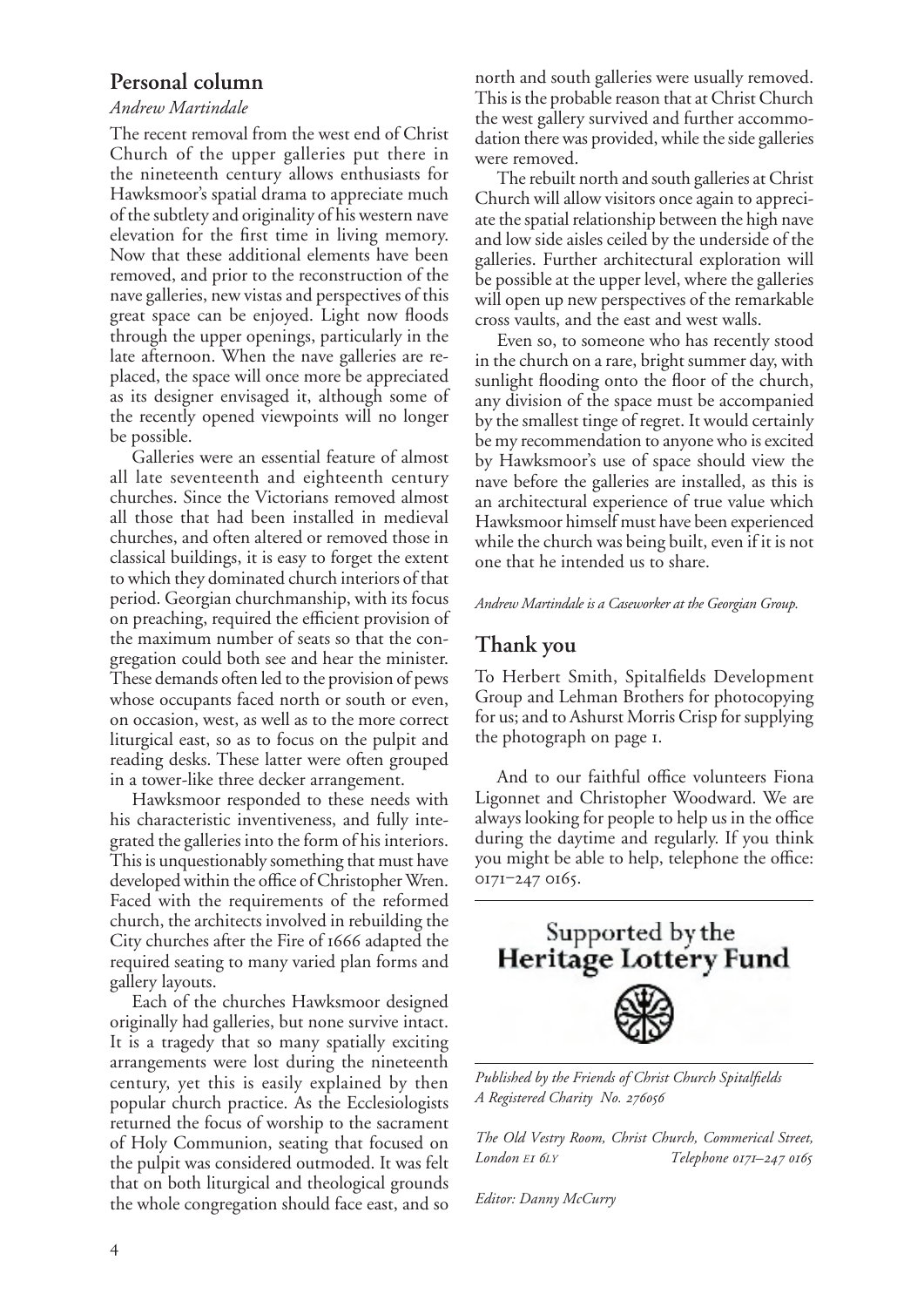## Personal column

*Andrew Martindale*

The recent removal from the west end of Christ Church of the upper galleries put there in the nineteenth century allows enthusiasts for Hawksmoor's spatial drama to appreciate much of the subtlety and originality of his western nave elevation for the first time in living memory. Now that these additional elements have been removed, and prior to the reconstruction of the nave galleries, new vistas and perspectives of this great space can be enjoyed. Light now floods through the upper openings, particularly in the late afternoon. When the nave galleries are replaced, the space will once more be appreciated as its designer envisaged it, although some of the recently opened viewpoints will no longer be possible.

Galleries were an essential feature of almost all late seventeenth and eighteenth century churches. Since the Victorians removed almost all those that had been installed in medieval churches, and often altered or removed those in classical buildings, it is easy to forget the extent to which they dominated church interiors of that period. Georgian churchmanship, with its focus on preaching, required the efficient provision of the maximum number of seats so that the congregation could both see and hear the minister. These demands often led to the provision of pews whose occupants faced north or south or even, on occasion, west, as well as to the more correct liturgical east, so as to focus on the pulpit and reading desks. These latter were often grouped in a tower-like three decker arrangement.

Hawksmoor responded to these needs with his characteristic inventiveness, and fully integrated the galleries into the form of his interiors. This is unquestionably something that must have developed within the office of Christopher Wren. Faced with the requirements of the reformed church, the architects involved in rebuilding the City churches after the Fire of 1666 adapted the required seating to many varied plan forms and gallery layouts.

Each of the churches Hawksmoor designed originally had galleries, but none survive intact. It is a tragedy that so many spatially exciting arrangements were lost during the nineteenth century, yet this is easily explained by then popular church practice. As the Ecclesiologists returned the focus of worship to the sacrament of Holy Communion, seating that focused on the pulpit was considered outmoded. It was felt that on both liturgical and theological grounds the whole congregation should face east, and so north and south galleries were usually removed. This is the probable reason that at Christ Church the west gallery survived and further accommodation there was provided, while the side galleries were removed.

The rebuilt north and south galleries at Christ Church will allow visitors once again to appreciate the spatial relationship between the high nave and low side aisles ceiled by the underside of the galleries. Further architectural exploration will be possible at the upper level, where the galleries will open up new perspectives of the remarkable cross vaults, and the east and west walls.

Even so, to someone who has recently stood in the church on a rare, bright summer day, with sunlight flooding onto the floor of the church, any division of the space must be accompanied by the smallest tinge of regret. It would certainly be my recommendation to anyone who is excited by Hawksmoor's use of space should view the nave before the galleries are installed, as this is an architectural experience of true value which Hawksmoor himself must have been experienced while the church was being built, even if it is not one that he intended us to share.

*Andrew Martindale is a Caseworker at the Georgian Group.*

## Thank you

To Herbert Smith, Spitalfields Development Group and Lehman Brothers for photocopying for us; and to Ashurst Morris Crisp for supplying the photograph on page 1.

And to our faithful office volunteers Fiona Ligonnet and Christopher Woodward. We are always looking for people to help us in the office during the daytime and regularly. If you think you might be able to help, telephone the office: 0171–247 0165.

Supported by the
**Heritage Lottery Fund**

*Published by the Friends of Christ Church Spitalfields*
*A Registered Charity No. 276056*

*The Old Vestry Room, Christ Church, Commerical Street, London E1 6LY* *Telephone 0171–247 0165*

*Editor: Danny McCurry*